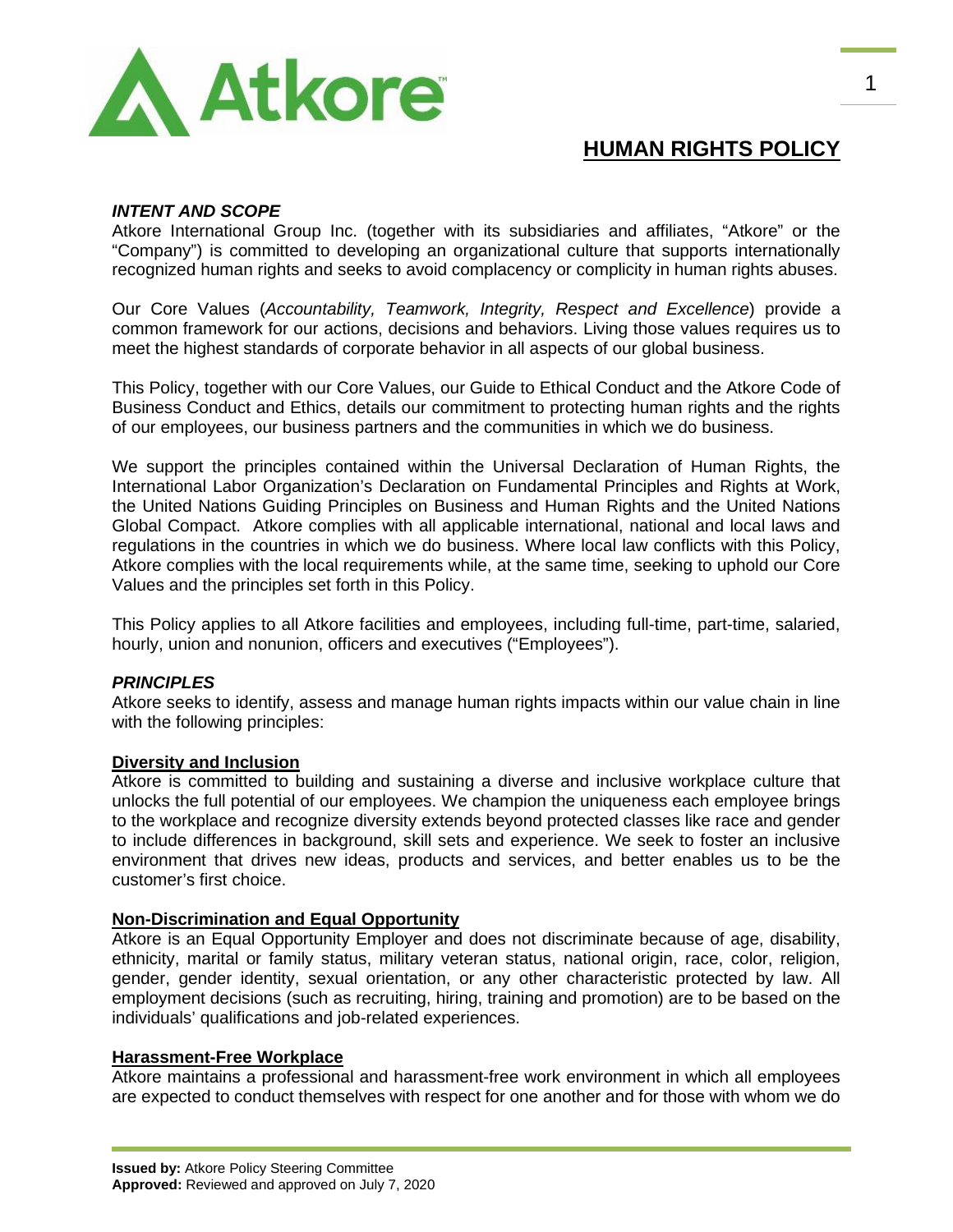# HUMAN RIGHTS POLICY

***INTENT AND SCOPE***

Atkore International Group Inc. (together with its subsidiaries and affiliates, "Atkore" or the "Company") is committed to developing an organizational culture that supports internationally recognized human rights and seeks to avoid complacency or complicity in human rights abuses.

Our Core Values (*Accountability, Teamwork, Integrity, Respect and Excellence*) provide a common framework for our actions, decisions and behaviors. Living those values requires us to meet the highest standards of corporate behavior in all aspects of our global business.

This Policy, together with our Core Values, our Guide to Ethical Conduct and the Atkore Code of Business Conduct and Ethics, details our commitment to protecting human rights and the rights of our employees, our business partners and the communities in which we do business.

We support the principles contained within the Universal Declaration of Human Rights, the International Labor Organization's Declaration on Fundamental Principles and Rights at Work, the United Nations Guiding Principles on Business and Human Rights and the United Nations Global Compact. Atkore complies with all applicable international, national and local laws and regulations in the countries in which we do business. Where local law conflicts with this Policy, Atkore complies with the local requirements while, at the same time, seeking to uphold our Core Values and the principles set forth in this Policy.

This Policy applies to all Atkore facilities and employees, including full-time, part-time, salaried, hourly, union and nonunion, officers and executives ("Employees").

***PRINCIPLES***

Atkore seeks to identify, assess and manage human rights impacts within our value chain in line with the following principles:

**Diversity and Inclusion**

Atkore is committed to building and sustaining a diverse and inclusive workplace culture that unlocks the full potential of our employees. We champion the uniqueness each employee brings to the workplace and recognize diversity extends beyond protected classes like race and gender to include differences in background, skill sets and experience. We seek to foster an inclusive environment that drives new ideas, products and services, and better enables us to be the customer's first choice.

**Non-Discrimination and Equal Opportunity**

Atkore is an Equal Opportunity Employer and does not discriminate because of age, disability, ethnicity, marital or family status, military veteran status, national origin, race, color, religion, gender, gender identity, sexual orientation, or any other characteristic protected by law. All employment decisions (such as recruiting, hiring, training and promotion) are to be based on the individuals' qualifications and job-related experiences.

**Harassment-Free Workplace**

Atkore maintains a professional and harassment-free work environment in which all employees are expected to conduct themselves with respect for one another and for those with whom we do

**Issued by:** Atkore Policy Steering Committee
**Approved:** Reviewed and approved on July 7, 2020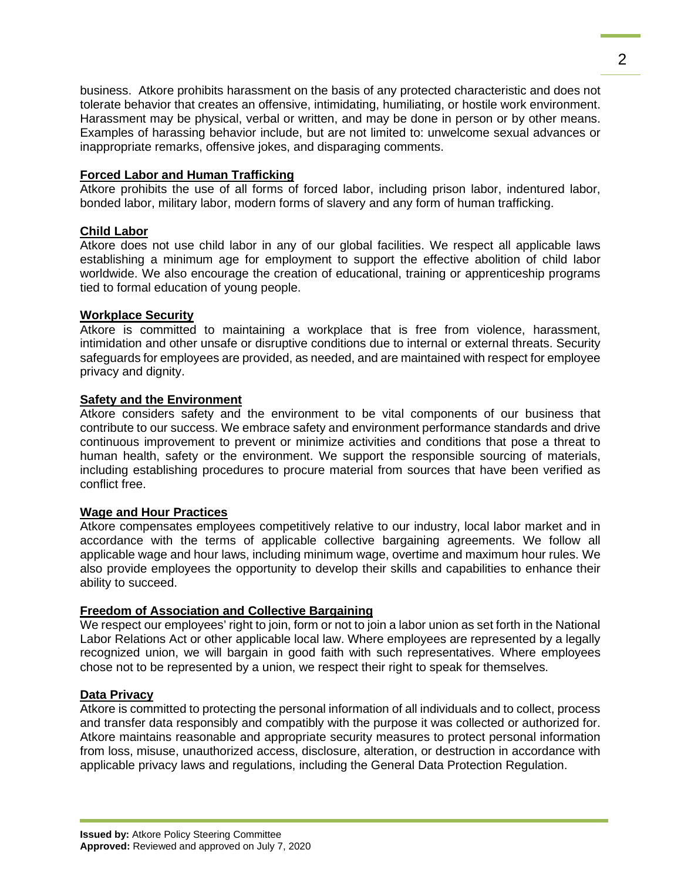business. Atkore prohibits harassment on the basis of any protected characteristic and does not tolerate behavior that creates an offensive, intimidating, humiliating, or hostile work environment. Harassment may be physical, verbal or written, and may be done in person or by other means. Examples of harassing behavior include, but are not limited to: unwelcome sexual advances or inappropriate remarks, offensive jokes, and disparaging comments.

**Forced Labor and Human Trafficking**

Atkore prohibits the use of all forms of forced labor, including prison labor, indentured labor, bonded labor, military labor, modern forms of slavery and any form of human trafficking.

**Child Labor**

Atkore does not use child labor in any of our global facilities. We respect all applicable laws establishing a minimum age for employment to support the effective abolition of child labor worldwide. We also encourage the creation of educational, training or apprenticeship programs tied to formal education of young people.

**Workplace Security**

Atkore is committed to maintaining a workplace that is free from violence, harassment, intimidation and other unsafe or disruptive conditions due to internal or external threats. Security safeguards for employees are provided, as needed, and are maintained with respect for employee privacy and dignity.

**Safety and the Environment**

Atkore considers safety and the environment to be vital components of our business that contribute to our success. We embrace safety and environment performance standards and drive continuous improvement to prevent or minimize activities and conditions that pose a threat to human health, safety or the environment. We support the responsible sourcing of materials, including establishing procedures to procure material from sources that have been verified as conflict free.

**Wage and Hour Practices**

Atkore compensates employees competitively relative to our industry, local labor market and in accordance with the terms of applicable collective bargaining agreements. We follow all applicable wage and hour laws, including minimum wage, overtime and maximum hour rules. We also provide employees the opportunity to develop their skills and capabilities to enhance their ability to succeed.

**Freedom of Association and Collective Bargaining**

We respect our employees' right to join, form or not to join a labor union as set forth in the National Labor Relations Act or other applicable local law. Where employees are represented by a legally recognized union, we will bargain in good faith with such representatives. Where employees chose not to be represented by a union, we respect their right to speak for themselves.

**Data Privacy**

Atkore is committed to protecting the personal information of all individuals and to collect, process and transfer data responsibly and compatibly with the purpose it was collected or authorized for. Atkore maintains reasonable and appropriate security measures to protect personal information from loss, misuse, unauthorized access, disclosure, alteration, or destruction in accordance with applicable privacy laws and regulations, including the General Data Protection Regulation.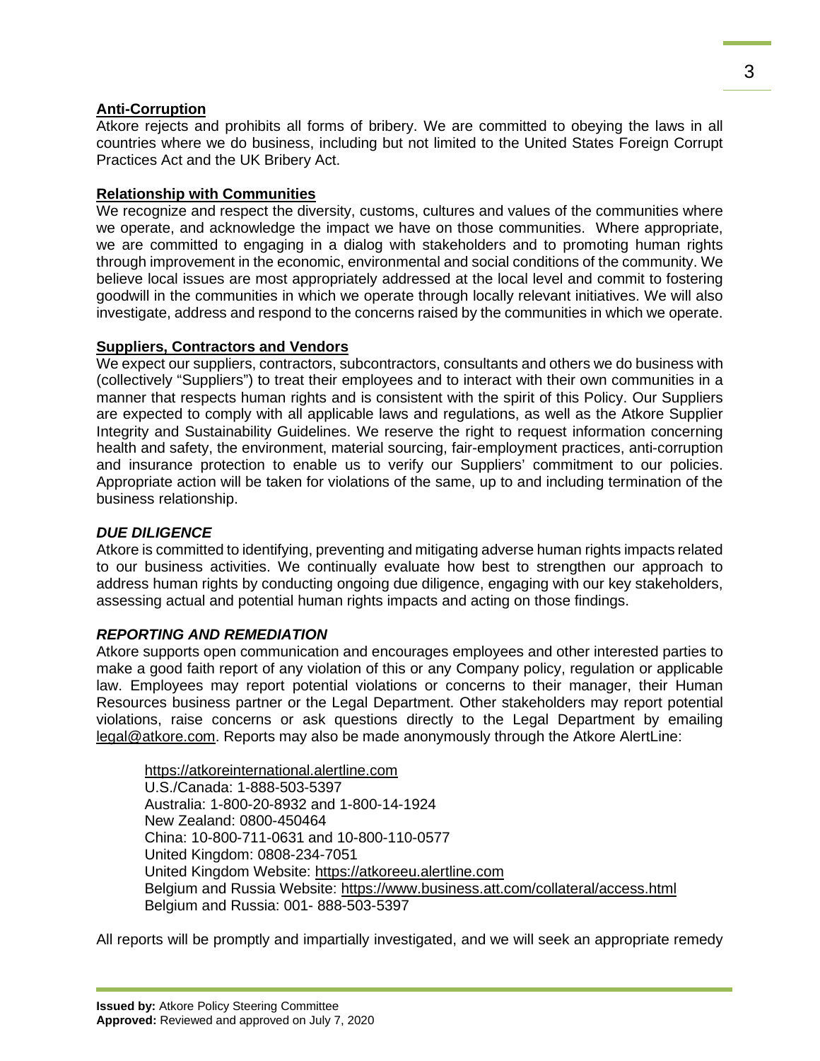**Anti-Corruption**

Atkore rejects and prohibits all forms of bribery. We are committed to obeying the laws in all countries where we do business, including but not limited to the United States Foreign Corrupt Practices Act and the UK Bribery Act.

**Relationship with Communities**

We recognize and respect the diversity, customs, cultures and values of the communities where we operate, and acknowledge the impact we have on those communities. Where appropriate, we are committed to engaging in a dialog with stakeholders and to promoting human rights through improvement in the economic, environmental and social conditions of the community. We believe local issues are most appropriately addressed at the local level and commit to fostering goodwill in the communities in which we operate through locally relevant initiatives. We will also investigate, address and respond to the concerns raised by the communities in which we operate.

**Suppliers, Contractors and Vendors**

We expect our suppliers, contractors, subcontractors, consultants and others we do business with (collectively "Suppliers") to treat their employees and to interact with their own communities in a manner that respects human rights and is consistent with the spirit of this Policy. Our Suppliers are expected to comply with all applicable laws and regulations, as well as the Atkore Supplier Integrity and Sustainability Guidelines. We reserve the right to request information concerning health and safety, the environment, material sourcing, fair-employment practices, anti-corruption and insurance protection to enable us to verify our Suppliers' commitment to our policies. Appropriate action will be taken for violations of the same, up to and including termination of the business relationship.

## *DUE DILIGENCE*

Atkore is committed to identifying, preventing and mitigating adverse human rights impacts related to our business activities. We continually evaluate how best to strengthen our approach to address human rights by conducting ongoing due diligence, engaging with our key stakeholders, assessing actual and potential human rights impacts and acting on those findings.

## *REPORTING AND REMEDIATION*

Atkore supports open communication and encourages employees and other interested parties to make a good faith report of any violation of this or any Company policy, regulation or applicable law. Employees may report potential violations or concerns to their manager, their Human Resources business partner or the Legal Department. Other stakeholders may report potential violations, raise concerns or ask questions directly to the Legal Department by emailing legal@atkore.com. Reports may also be made anonymously through the Atkore AlertLine:

https://atkoreinternational.alertline.com
U.S./Canada: 1-888-503-5397
Australia: 1-800-20-8932 and 1-800-14-1924
New Zealand: 0800-450464
China: 10-800-711-0631 and 10-800-110-0577
United Kingdom: 0808-234-7051
United Kingdom Website: https://atkoreeu.alertline.com
Belgium and Russia Website: https://www.business.att.com/collateral/access.html
Belgium and Russia: 001- 888-503-5397

All reports will be promptly and impartially investigated, and we will seek an appropriate remedy

**Issued by:** Atkore Policy Steering Committee
**Approved:** Reviewed and approved on July 7, 2020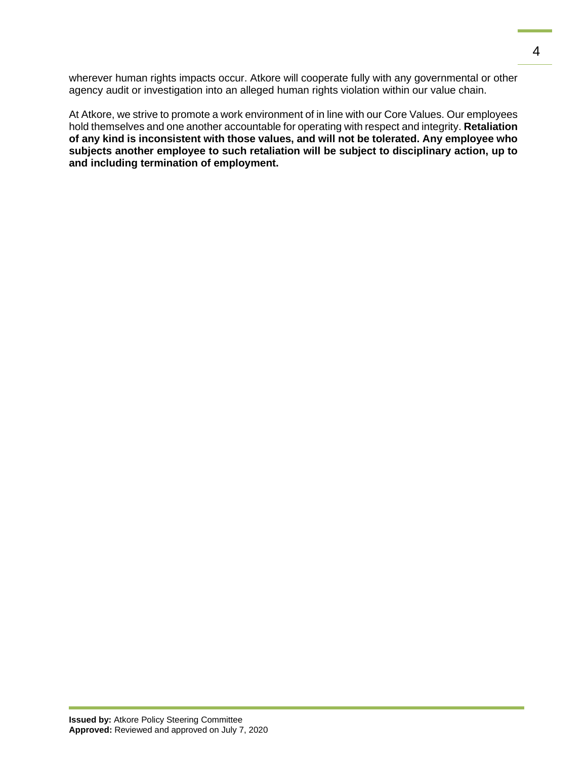wherever human rights impacts occur. Atkore will cooperate fully with any governmental or other agency audit or investigation into an alleged human rights violation within our value chain.

At Atkore, we strive to promote a work environment of in line with our Core Values. Our employees hold themselves and one another accountable for operating with respect and integrity. **Retaliation of any kind is inconsistent with those values, and will not be tolerated. Any employee who subjects another employee to such retaliation will be subject to disciplinary action, up to and including termination of employment.**

**Issued by:** Atkore Policy Steering Committee
**Approved:** Reviewed and approved on July 7, 2020